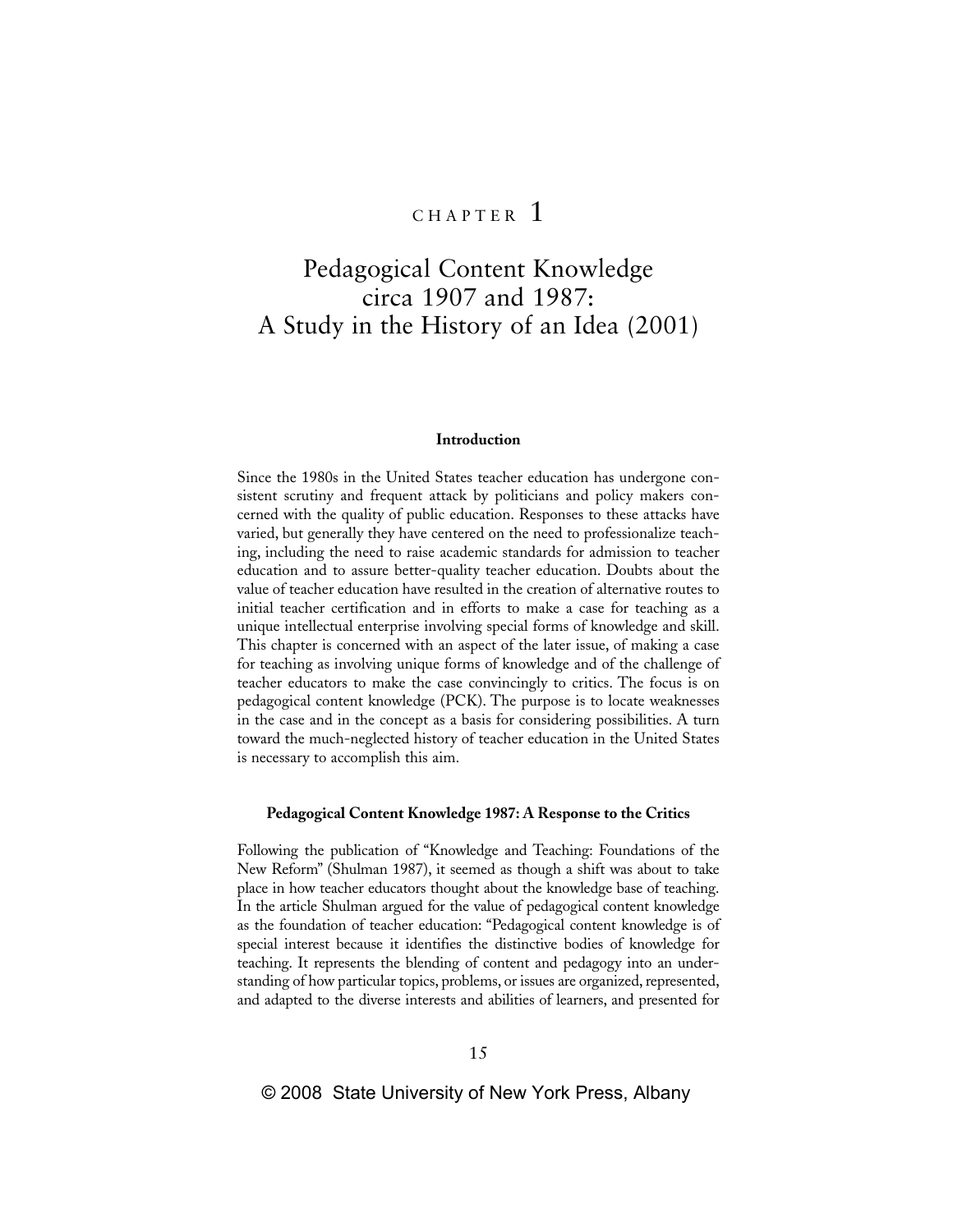# CHAPTER 1

# Pedagogical Content Knowledge circa 1907 and 1987: A Study in the History of an Idea (2001)

## Introduction

Since the 1980s in the United States teacher education has undergone consistent scrutiny and frequent attack by politicians and policy makers concerned with the quality of public education. Responses to these attacks have varied, but generally they have centered on the need to professionalize teaching, including the need to raise academic standards for admission to teacher education and to assure better-quality teacher education. Doubts about the value of teacher education have resulted in the creation of alternative routes to initial teacher certification and in efforts to make a case for teaching as a unique intellectual enterprise involving special forms of knowledge and skill. This chapter is concerned with an aspect of the later issue, of making a case for teaching as involving unique forms of knowledge and of the challenge of teacher educators to make the case convincingly to critics. The focus is on pedagogical content knowledge (PCK). The purpose is to locate weaknesses in the case and in the concept as a basis for considering possibilities. A turn toward the much-neglected history of teacher education in the United States is necessary to accomplish this aim.

## Pedagogical Content Knowledge 1987: A Response to the Critics

Following the publication of "Knowledge and Teaching: Foundations of the New Reform" (Shulman 1987), it seemed as though a shift was about to take place in how teacher educators thought about the knowledge base of teaching. In the article Shulman argued for the value of pedagogical content knowledge as the foundation of teacher education: "Pedagogical content knowledge is of special interest because it identifies the distinctive bodies of knowledge for teaching. It represents the blending of content and pedagogy into an understanding of how particular topics, problems, or issues are organized, represented, and adapted to the diverse interests and abilities of learners, and presented for

© 2008 State University of New York Press, Albany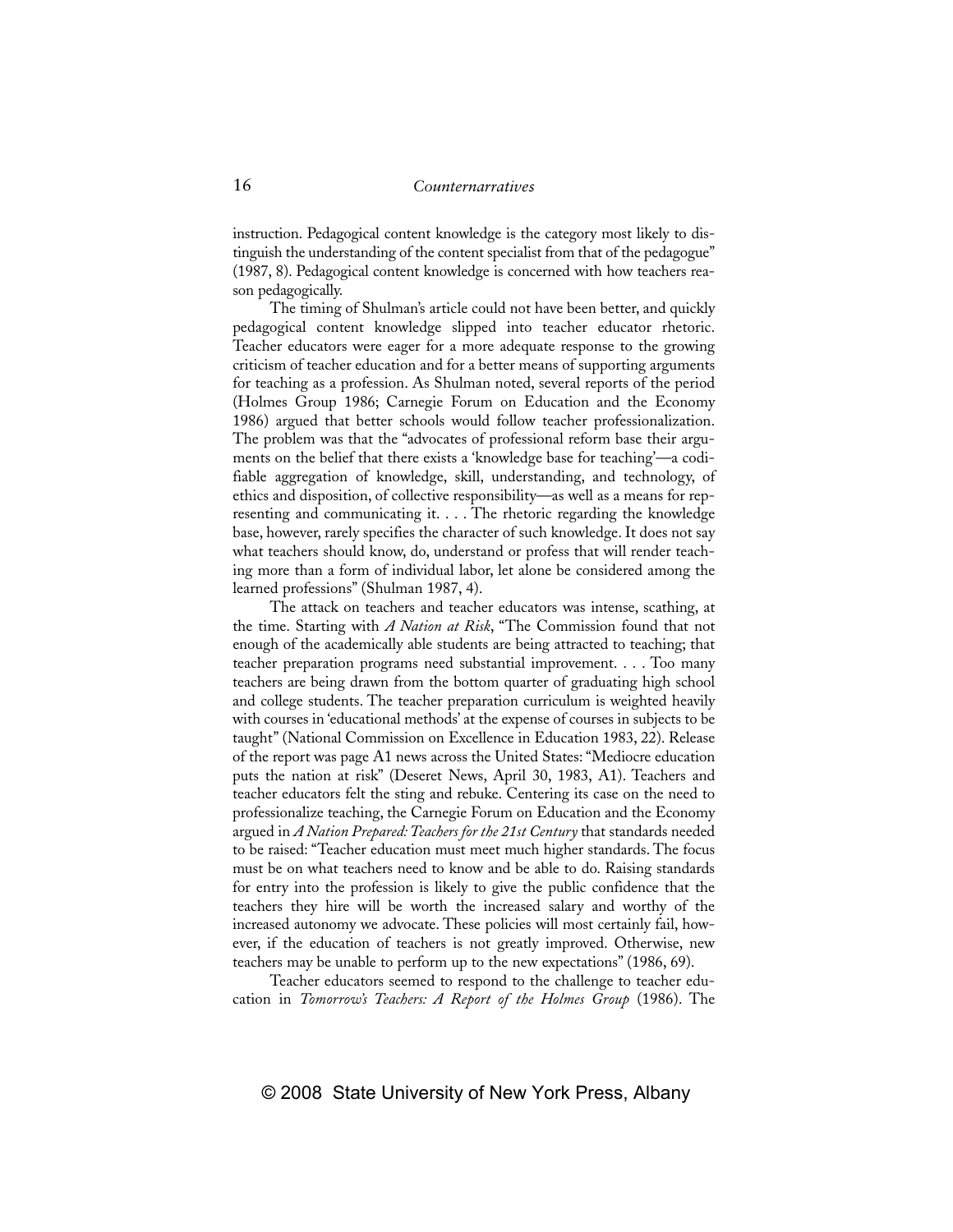instruction. Pedagogical content knowledge is the category most likely to distinguish the understanding of the content specialist from that of the pedagogue" (1987, 8). Pedagogical content knowledge is concerned with how teachers reason pedagogically.

The timing of Shulman's article could not have been better, and quickly pedagogical content knowledge slipped into teacher educator rhetoric. Teacher educators were eager for a more adequate response to the growing criticism of teacher education and for a better means of supporting arguments for teaching as a profession. As Shulman noted, several reports of the period (Holmes Group 1986; Carnegie Forum on Education and the Economy 1986) argued that better schools would follow teacher professionalization. The problem was that the "advocates of professional reform base their arguments on the belief that there exists a 'knowledge base for teaching'—a codifiable aggregation of knowledge, skill, understanding, and technology, of ethics and disposition, of collective responsibility—as well as a means for representing and communicating it. . . . The rhetoric regarding the knowledge base, however, rarely specifies the character of such knowledge. It does not say what teachers should know, do, understand or profess that will render teaching more than a form of individual labor, let alone be considered among the learned professions" (Shulman 1987, 4).

The attack on teachers and teacher educators was intense, scathing, at the time. Starting with *A Nation at Risk*, "The Commission found that not enough of the academically able students are being attracted to teaching; that teacher preparation programs need substantial improvement. . . . Too many teachers are being drawn from the bottom quarter of graduating high school and college students. The teacher preparation curriculum is weighted heavily with courses in 'educational methods' at the expense of courses in subjects to be taught" (National Commission on Excellence in Education 1983, 22). Release of the report was page A1 news across the United States: "Mediocre education puts the nation at risk" (Deseret News, April 30, 1983, A1). Teachers and teacher educators felt the sting and rebuke. Centering its case on the need to professionalize teaching, the Carnegie Forum on Education and the Economy argued in *A Nation Prepared: Teachers for the 21st Century* that standards needed to be raised: "Teacher education must meet much higher standards. The focus must be on what teachers need to know and be able to do. Raising standards for entry into the profession is likely to give the public confidence that the teachers they hire will be worth the increased salary and worthy of the increased autonomy we advocate. These policies will most certainly fail, however, if the education of teachers is not greatly improved. Otherwise, new teachers may be unable to perform up to the new expectations" (1986, 69).

Teacher educators seemed to respond to the challenge to teacher education in *Tomorrow's Teachers: A Report of the Holmes Group* (1986). The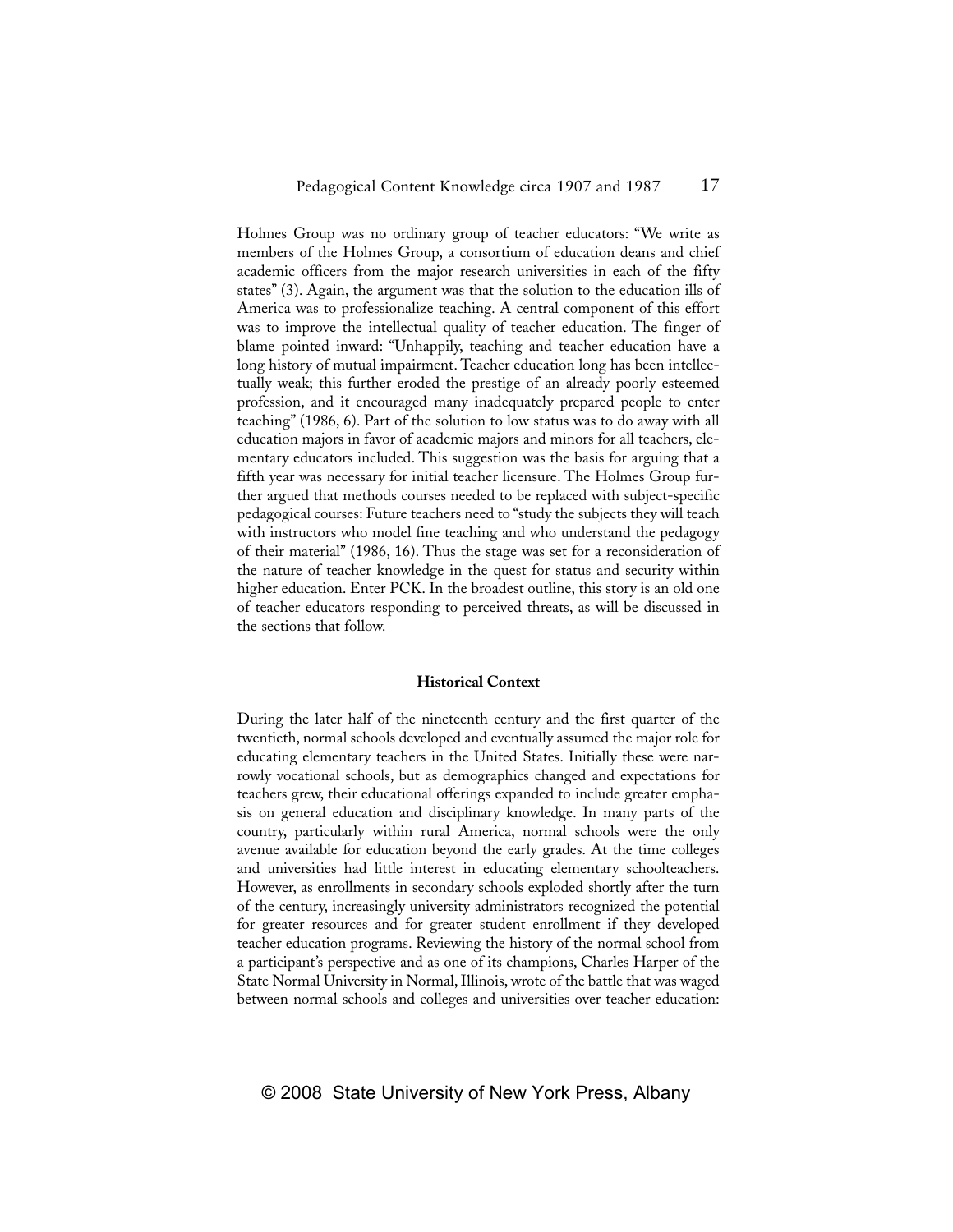Holmes Group was no ordinary group of teacher educators: "We write as members of the Holmes Group, a consortium of education deans and chief academic officers from the major research universities in each of the fifty states" (3). Again, the argument was that the solution to the education ills of America was to professionalize teaching. A central component of this effort was to improve the intellectual quality of teacher education. The finger of blame pointed inward: "Unhappily, teaching and teacher education have a long history of mutual impairment. Teacher education long has been intellectually weak; this further eroded the prestige of an already poorly esteemed profession, and it encouraged many inadequately prepared people to enter teaching" (1986, 6). Part of the solution to low status was to do away with all education majors in favor of academic majors and minors for all teachers, elementary educators included. This suggestion was the basis for arguing that a fifth year was necessary for initial teacher licensure. The Holmes Group further argued that methods courses needed to be replaced with subject-specific pedagogical courses: Future teachers need to "study the subjects they will teach with instructors who model fine teaching and who understand the pedagogy of their material" (1986, 16). Thus the stage was set for a reconsideration of the nature of teacher knowledge in the quest for status and security within higher education. Enter PCK. In the broadest outline, this story is an old one of teacher educators responding to perceived threats, as will be discussed in the sections that follow.

## Historical Context

During the later half of the nineteenth century and the first quarter of the twentieth, normal schools developed and eventually assumed the major role for educating elementary teachers in the United States. Initially these were narrowly vocational schools, but as demographics changed and expectations for teachers grew, their educational offerings expanded to include greater emphasis on general education and disciplinary knowledge. In many parts of the country, particularly within rural America, normal schools were the only avenue available for education beyond the early grades. At the time colleges and universities had little interest in educating elementary schoolteachers. However, as enrollments in secondary schools exploded shortly after the turn of the century, increasingly university administrators recognized the potential for greater resources and for greater student enrollment if they developed teacher education programs. Reviewing the history of the normal school from a participant's perspective and as one of its champions, Charles Harper of the State Normal University in Normal, Illinois, wrote of the battle that was waged between normal schools and colleges and universities over teacher education: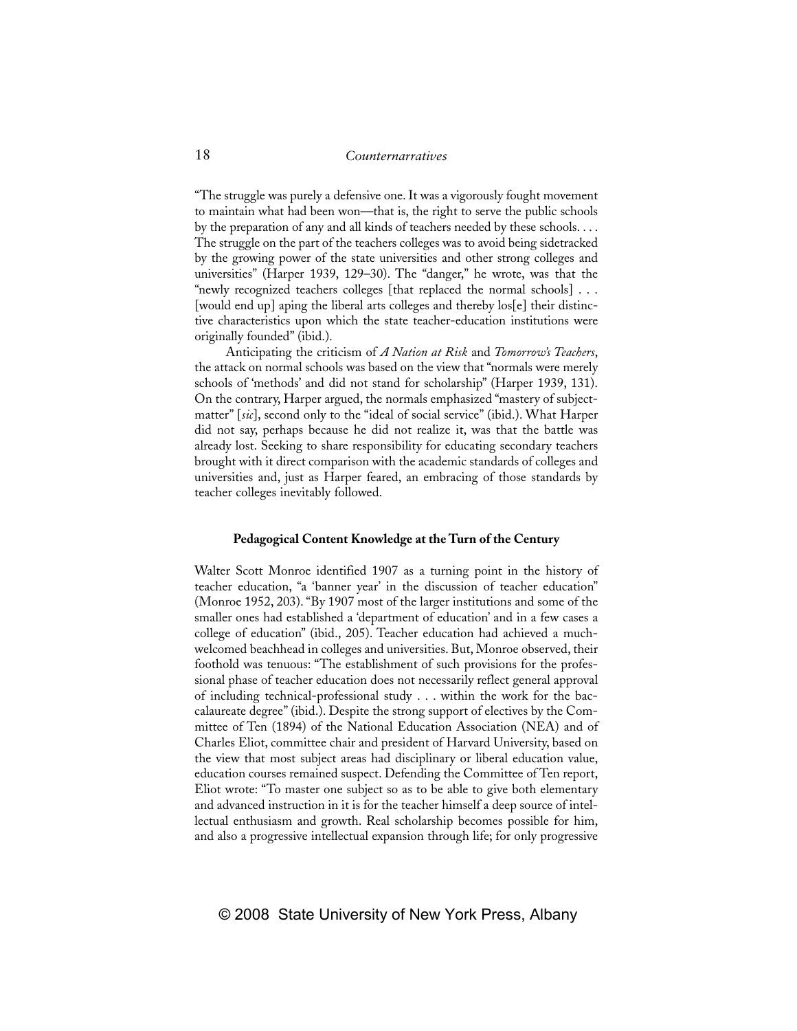"The struggle was purely a defensive one. It was a vigorously fought movement to maintain what had been won—that is, the right to serve the public schools by the preparation of any and all kinds of teachers needed by these schools. . . . The struggle on the part of the teachers colleges was to avoid being sidetracked by the growing power of the state universities and other strong colleges and universities" (Harper 1939, 129–30). The "danger," he wrote, was that the "newly recognized teachers colleges [that replaced the normal schools] . . . [would end up] aping the liberal arts colleges and thereby los[e] their distinctive characteristics upon which the state teacher-education institutions were originally founded" (ibid.).

Anticipating the criticism of *A Nation at Risk* and *Tomorrow's Teachers*, the attack on normal schools was based on the view that "normals were merely schools of 'methods' and did not stand for scholarship" (Harper 1939, 131). On the contrary, Harper argued, the normals emphasized "mastery of subject-matter" [*sic*], second only to the "ideal of social service" (ibid.). What Harper did not say, perhaps because he did not realize it, was that the battle was already lost. Seeking to share responsibility for educating secondary teachers brought with it direct comparison with the academic standards of colleges and universities and, just as Harper feared, an embracing of those standards by teacher colleges inevitably followed.

### Pedagogical Content Knowledge at the Turn of the Century

Walter Scott Monroe identified 1907 as a turning point in the history of teacher education, "a 'banner year' in the discussion of teacher education" (Monroe 1952, 203). "By 1907 most of the larger institutions and some of the smaller ones had established a 'department of education' and in a few cases a college of education" (ibid., 205). Teacher education had achieved a much-welcomed beachhead in colleges and universities. But, Monroe observed, their foothold was tenuous: "The establishment of such provisions for the professional phase of teacher education does not necessarily reflect general approval of including technical-professional study . . . within the work for the baccalaureate degree" (ibid.). Despite the strong support of electives by the Committee of Ten (1894) of the National Education Association (NEA) and of Charles Eliot, committee chair and president of Harvard University, based on the view that most subject areas had disciplinary or liberal education value, education courses remained suspect. Defending the Committee of Ten report, Eliot wrote: "To master one subject so as to be able to give both elementary and advanced instruction in it is for the teacher himself a deep source of intellectual enthusiasm and growth. Real scholarship becomes possible for him, and also a progressive intellectual expansion through life; for only progressive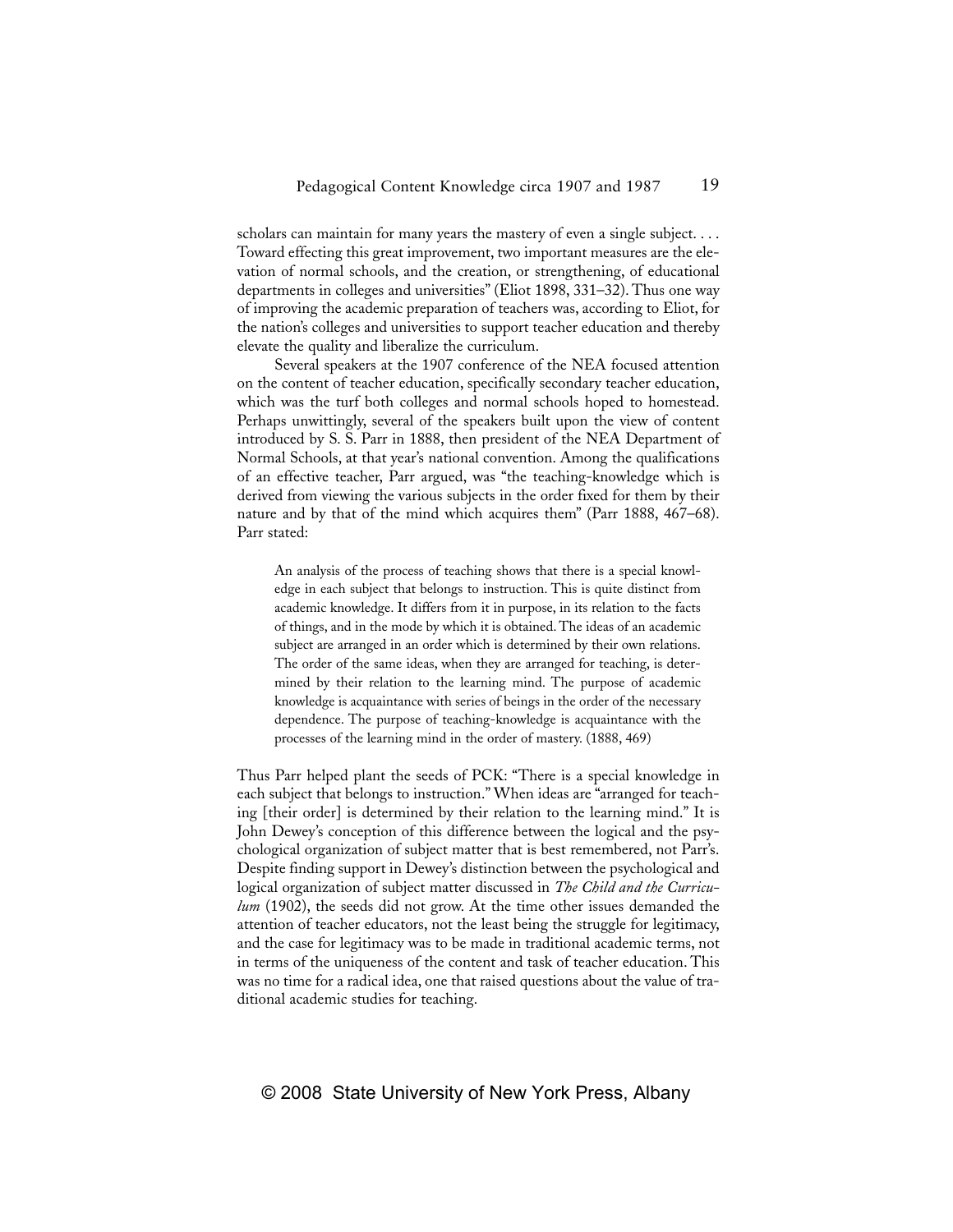scholars can maintain for many years the mastery of even a single subject. . . . Toward effecting this great improvement, two important measures are the elevation of normal schools, and the creation, or strengthening, of educational departments in colleges and universities" (Eliot 1898, 331–32). Thus one way of improving the academic preparation of teachers was, according to Eliot, for the nation's colleges and universities to support teacher education and thereby elevate the quality and liberalize the curriculum.

Several speakers at the 1907 conference of the NEA focused attention on the content of teacher education, specifically secondary teacher education, which was the turf both colleges and normal schools hoped to homestead. Perhaps unwittingly, several of the speakers built upon the view of content introduced by S. S. Parr in 1888, then president of the NEA Department of Normal Schools, at that year's national convention. Among the qualifications of an effective teacher, Parr argued, was "the teaching-knowledge which is derived from viewing the various subjects in the order fixed for them by their nature and by that of the mind which acquires them" (Parr 1888, 467–68). Parr stated:

> An analysis of the process of teaching shows that there is a special knowledge in each subject that belongs to instruction. This is quite distinct from academic knowledge. It differs from it in purpose, in its relation to the facts of things, and in the mode by which it is obtained. The ideas of an academic subject are arranged in an order which is determined by their own relations. The order of the same ideas, when they are arranged for teaching, is determined by their relation to the learning mind. The purpose of academic knowledge is acquaintance with series of beings in the order of the necessary dependence. The purpose of teaching-knowledge is acquaintance with the processes of the learning mind in the order of mastery. (1888, 469)

Thus Parr helped plant the seeds of PCK: "There is a special knowledge in each subject that belongs to instruction." When ideas are "arranged for teaching [their order] is determined by their relation to the learning mind." It is John Dewey's conception of this difference between the logical and the psychological organization of subject matter that is best remembered, not Parr's. Despite finding support in Dewey's distinction between the psychological and logical organization of subject matter discussed in *The Child and the Curriculum* (1902), the seeds did not grow. At the time other issues demanded the attention of teacher educators, not the least being the struggle for legitimacy, and the case for legitimacy was to be made in traditional academic terms, not in terms of the uniqueness of the content and task of teacher education. This was no time for a radical idea, one that raised questions about the value of traditional academic studies for teaching.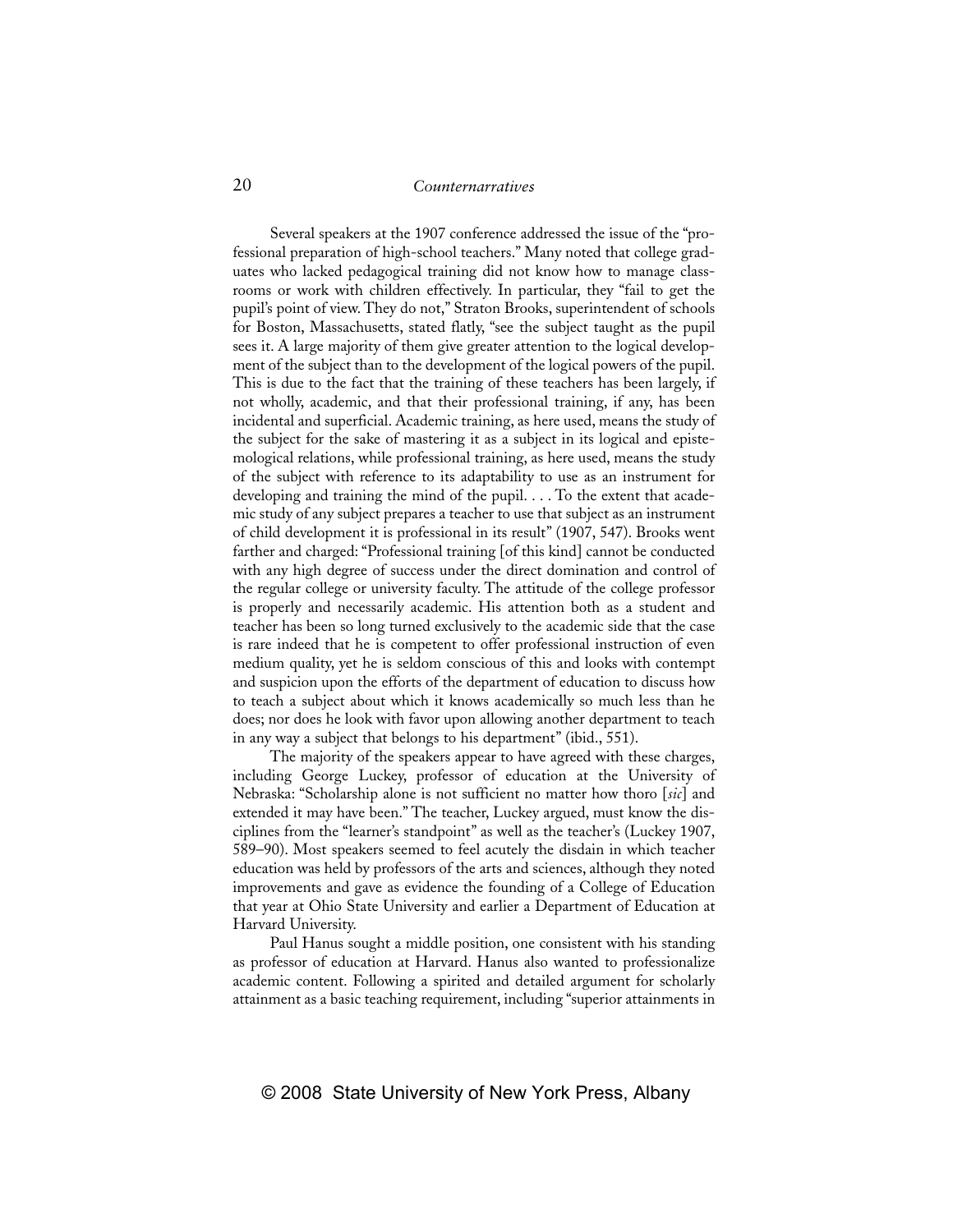Several speakers at the 1907 conference addressed the issue of the "professional preparation of high-school teachers." Many noted that college graduates who lacked pedagogical training did not know how to manage classrooms or work with children effectively. In particular, they "fail to get the pupil's point of view. They do not," Straton Brooks, superintendent of schools for Boston, Massachusetts, stated flatly, "see the subject taught as the pupil sees it. A large majority of them give greater attention to the logical development of the subject than to the development of the logical powers of the pupil. This is due to the fact that the training of these teachers has been largely, if not wholly, academic, and that their professional training, if any, has been incidental and superficial. Academic training, as here used, means the study of the subject for the sake of mastering it as a subject in its logical and epistemological relations, while professional training, as here used, means the study of the subject with reference to its adaptability to use as an instrument for developing and training the mind of the pupil. . . . To the extent that academic study of any subject prepares a teacher to use that subject as an instrument of child development it is professional in its result" (1907, 547). Brooks went farther and charged: "Professional training [of this kind] cannot be conducted with any high degree of success under the direct domination and control of the regular college or university faculty. The attitude of the college professor is properly and necessarily academic. His attention both as a student and teacher has been so long turned exclusively to the academic side that the case is rare indeed that he is competent to offer professional instruction of even medium quality, yet he is seldom conscious of this and looks with contempt and suspicion upon the efforts of the department of education to discuss how to teach a subject about which it knows academically so much less than he does; nor does he look with favor upon allowing another department to teach in any way a subject that belongs to his department" (ibid., 551).

The majority of the speakers appear to have agreed with these charges, including George Luckey, professor of education at the University of Nebraska: "Scholarship alone is not sufficient no matter how thoro [*sic*] and extended it may have been." The teacher, Luckey argued, must know the disciplines from the "learner's standpoint" as well as the teacher's (Luckey 1907, 589–90). Most speakers seemed to feel acutely the disdain in which teacher education was held by professors of the arts and sciences, although they noted improvements and gave as evidence the founding of a College of Education that year at Ohio State University and earlier a Department of Education at Harvard University.

Paul Hanus sought a middle position, one consistent with his standing as professor of education at Harvard. Hanus also wanted to professionalize academic content. Following a spirited and detailed argument for scholarly attainment as a basic teaching requirement, including "superior attainments in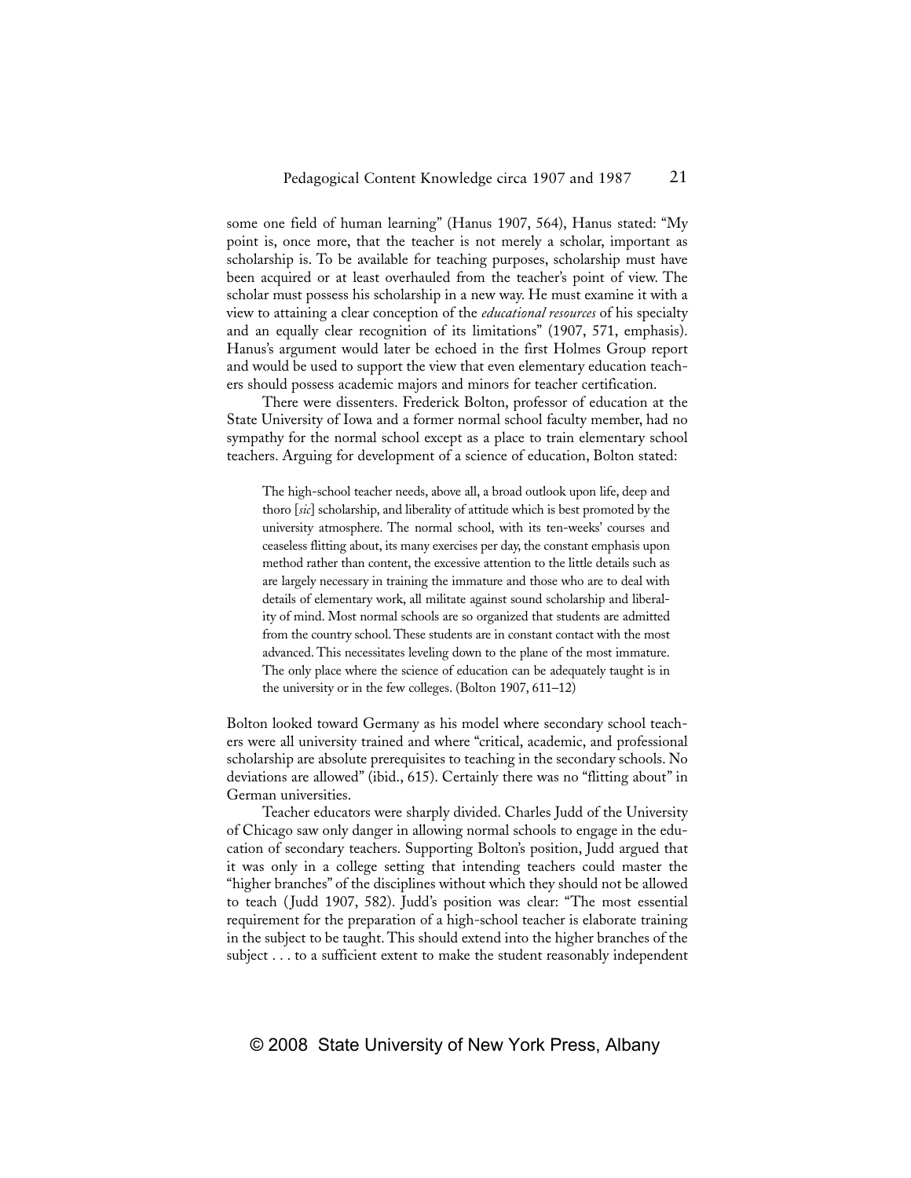some one field of human learning" (Hanus 1907, 564), Hanus stated: "My point is, once more, that the teacher is not merely a scholar, important as scholarship is. To be available for teaching purposes, scholarship must have been acquired or at least overhauled from the teacher's point of view. The scholar must possess his scholarship in a new way. He must examine it with a view to attaining a clear conception of the *educational resources* of his specialty and an equally clear recognition of its limitations" (1907, 571, emphasis). Hanus's argument would later be echoed in the first Holmes Group report and would be used to support the view that even elementary education teachers should possess academic majors and minors for teacher certification.

There were dissenters. Frederick Bolton, professor of education at the State University of Iowa and a former normal school faculty member, had no sympathy for the normal school except as a place to train elementary school teachers. Arguing for development of a science of education, Bolton stated:

> The high-school teacher needs, above all, a broad outlook upon life, deep and thoro [*sic*] scholarship, and liberality of attitude which is best promoted by the university atmosphere. The normal school, with its ten-weeks' courses and ceaseless flitting about, its many exercises per day, the constant emphasis upon method rather than content, the excessive attention to the little details such as are largely necessary in training the immature and those who are to deal with details of elementary work, all militate against sound scholarship and liberality of mind. Most normal schools are so organized that students are admitted from the country school. These students are in constant contact with the most advanced. This necessitates leveling down to the plane of the most immature. The only place where the science of education can be adequately taught is in the university or in the few colleges. (Bolton 1907, 611–12)

Bolton looked toward Germany as his model where secondary school teachers were all university trained and where "critical, academic, and professional scholarship are absolute prerequisites to teaching in the secondary schools. No deviations are allowed" (ibid., 615). Certainly there was no "flitting about" in German universities.

Teacher educators were sharply divided. Charles Judd of the University of Chicago saw only danger in allowing normal schools to engage in the education of secondary teachers. Supporting Bolton's position, Judd argued that it was only in a college setting that intending teachers could master the "higher branches" of the disciplines without which they should not be allowed to teach (Judd 1907, 582). Judd's position was clear: "The most essential requirement for the preparation of a high-school teacher is elaborate training in the subject to be taught. This should extend into the higher branches of the subject . . . to a sufficient extent to make the student reasonably independent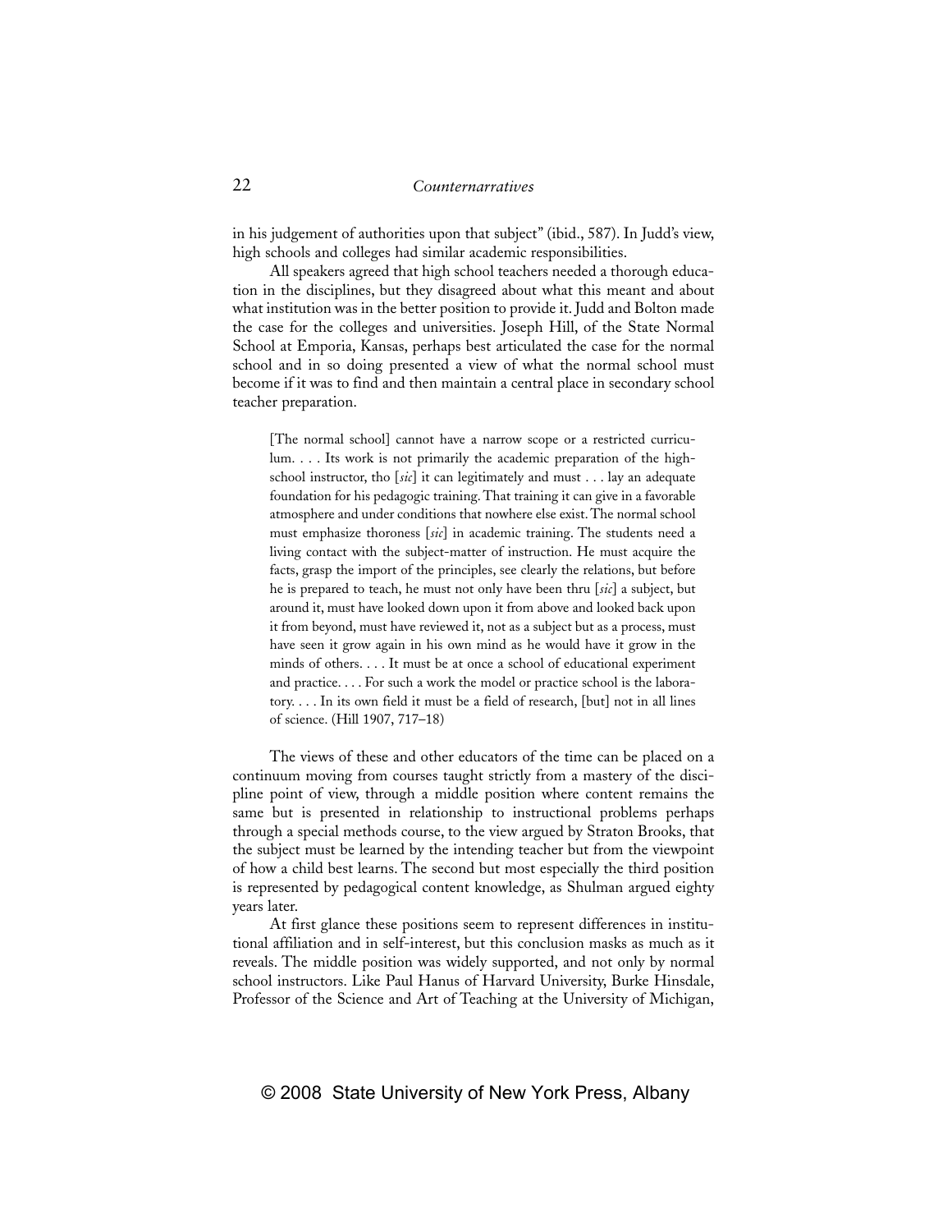in his judgement of authorities upon that subject" (ibid., 587). In Judd's view, high schools and colleges had similar academic responsibilities.

All speakers agreed that high school teachers needed a thorough education in the disciplines, but they disagreed about what this meant and about what institution was in the better position to provide it. Judd and Bolton made the case for the colleges and universities. Joseph Hill, of the State Normal School at Emporia, Kansas, perhaps best articulated the case for the normal school and in so doing presented a view of what the normal school must become if it was to find and then maintain a central place in secondary school teacher preparation.

> [The normal school] cannot have a narrow scope or a restricted curriculum. . . . Its work is not primarily the academic preparation of the high-school instructor, tho [*sic*] it can legitimately and must . . . lay an adequate foundation for his pedagogic training. That training it can give in a favorable atmosphere and under conditions that nowhere else exist. The normal school must emphasize thoroness [*sic*] in academic training. The students need a living contact with the subject-matter of instruction. He must acquire the facts, grasp the import of the principles, see clearly the relations, but before he is prepared to teach, he must not only have been thru [*sic*] a subject, but around it, must have looked down upon it from above and looked back upon it from beyond, must have reviewed it, not as a subject but as a process, must have seen it grow again in his own mind as he would have it grow in the minds of others. . . . It must be at once a school of educational experiment and practice. . . . For such a work the model or practice school is the laboratory. . . . In its own field it must be a field of research, [but] not in all lines of science. (Hill 1907, 717–18)

The views of these and other educators of the time can be placed on a continuum moving from courses taught strictly from a mastery of the discipline point of view, through a middle position where content remains the same but is presented in relationship to instructional problems perhaps through a special methods course, to the view argued by Straton Brooks, that the subject must be learned by the intending teacher but from the viewpoint of how a child best learns. The second but most especially the third position is represented by pedagogical content knowledge, as Shulman argued eighty years later.

At first glance these positions seem to represent differences in institutional affiliation and in self-interest, but this conclusion masks as much as it reveals. The middle position was widely supported, and not only by normal school instructors. Like Paul Hanus of Harvard University, Burke Hinsdale, Professor of the Science and Art of Teaching at the University of Michigan,

© 2008 State University of New York Press, Albany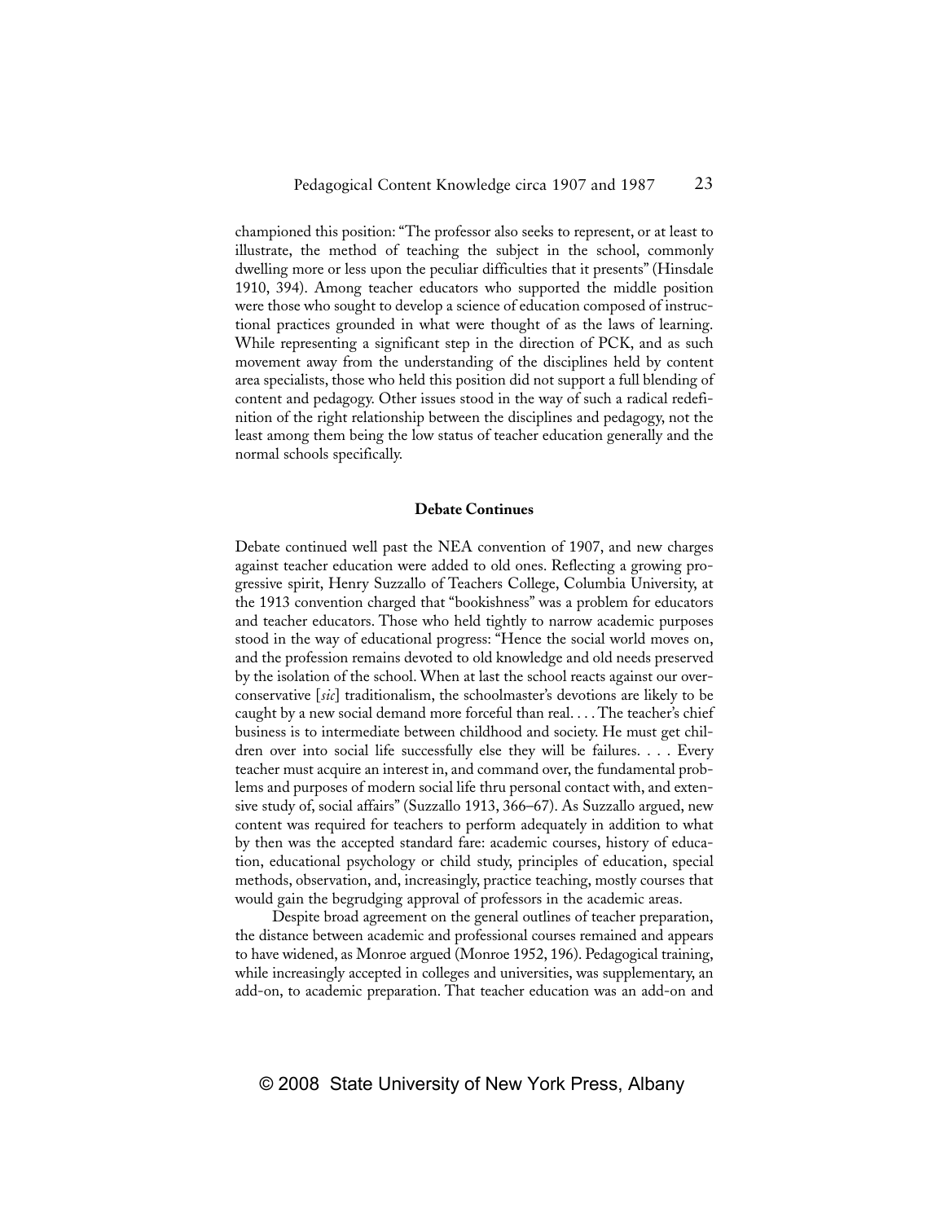championed this position: "The professor also seeks to represent, or at least to illustrate, the method of teaching the subject in the school, commonly dwelling more or less upon the peculiar difficulties that it presents" (Hinsdale 1910, 394). Among teacher educators who supported the middle position were those who sought to develop a science of education composed of instructional practices grounded in what were thought of as the laws of learning. While representing a significant step in the direction of PCK, and as such movement away from the understanding of the disciplines held by content area specialists, those who held this position did not support a full blending of content and pedagogy. Other issues stood in the way of such a radical redefinition of the right relationship between the disciplines and pedagogy, not the least among them being the low status of teacher education generally and the normal schools specifically.

## Debate Continues

Debate continued well past the NEA convention of 1907, and new charges against teacher education were added to old ones. Reflecting a growing progressive spirit, Henry Suzzallo of Teachers College, Columbia University, at the 1913 convention charged that "bookishness" was a problem for educators and teacher educators. Those who held tightly to narrow academic purposes stood in the way of educational progress: "Hence the social world moves on, and the profession remains devoted to old knowledge and old needs preserved by the isolation of the school. When at last the school reacts against our overconservative [*sic*] traditionalism, the schoolmaster's devotions are likely to be caught by a new social demand more forceful than real. . . . The teacher's chief business is to intermediate between childhood and society. He must get children over into social life successfully else they will be failures. . . . Every teacher must acquire an interest in, and command over, the fundamental problems and purposes of modern social life thru personal contact with, and extensive study of, social affairs" (Suzzallo 1913, 366–67). As Suzzallo argued, new content was required for teachers to perform adequately in addition to what by then was the accepted standard fare: academic courses, history of education, educational psychology or child study, principles of education, special methods, observation, and, increasingly, practice teaching, mostly courses that would gain the begrudging approval of professors in the academic areas.

Despite broad agreement on the general outlines of teacher preparation, the distance between academic and professional courses remained and appears to have widened, as Monroe argued (Monroe 1952, 196). Pedagogical training, while increasingly accepted in colleges and universities, was supplementary, an add-on, to academic preparation. That teacher education was an add-on and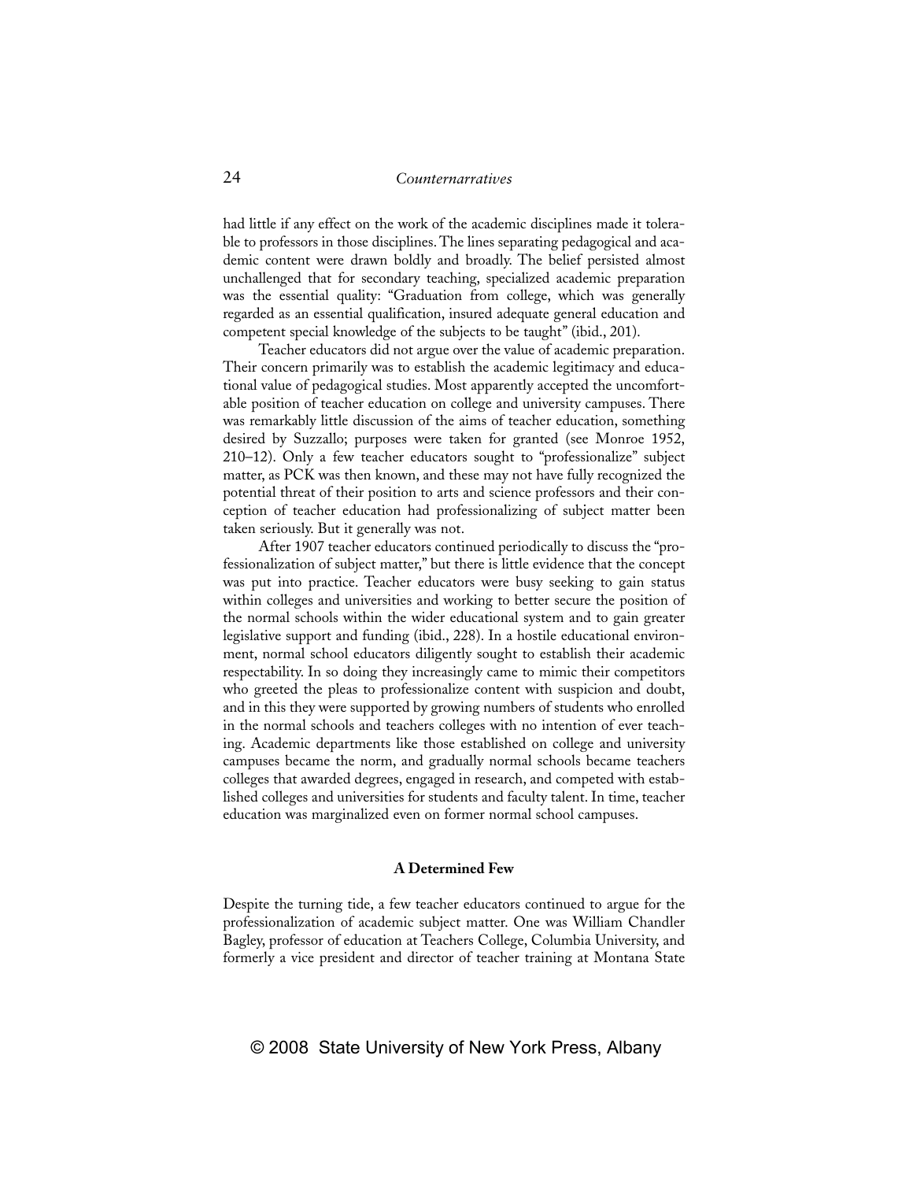had little if any effect on the work of the academic disciplines made it tolerable to professors in those disciplines. The lines separating pedagogical and academic content were drawn boldly and broadly. The belief persisted almost unchallenged that for secondary teaching, specialized academic preparation was the essential quality: "Graduation from college, which was generally regarded as an essential qualification, insured adequate general education and competent special knowledge of the subjects to be taught" (ibid., 201).

Teacher educators did not argue over the value of academic preparation. Their concern primarily was to establish the academic legitimacy and educational value of pedagogical studies. Most apparently accepted the uncomfortable position of teacher education on college and university campuses. There was remarkably little discussion of the aims of teacher education, something desired by Suzzallo; purposes were taken for granted (see Monroe 1952, 210–12). Only a few teacher educators sought to "professionalize" subject matter, as PCK was then known, and these may not have fully recognized the potential threat of their position to arts and science professors and their conception of teacher education had professionalizing of subject matter been taken seriously. But it generally was not.

After 1907 teacher educators continued periodically to discuss the "professionalization of subject matter," but there is little evidence that the concept was put into practice. Teacher educators were busy seeking to gain status within colleges and universities and working to better secure the position of the normal schools within the wider educational system and to gain greater legislative support and funding (ibid., 228). In a hostile educational environment, normal school educators diligently sought to establish their academic respectability. In so doing they increasingly came to mimic their competitors who greeted the pleas to professionalize content with suspicion and doubt, and in this they were supported by growing numbers of students who enrolled in the normal schools and teachers colleges with no intention of ever teaching. Academic departments like those established on college and university campuses became the norm, and gradually normal schools became teachers colleges that awarded degrees, engaged in research, and competed with established colleges and universities for students and faculty talent. In time, teacher education was marginalized even on former normal school campuses.

### A Determined Few

Despite the turning tide, a few teacher educators continued to argue for the professionalization of academic subject matter. One was William Chandler Bagley, professor of education at Teachers College, Columbia University, and formerly a vice president and director of teacher training at Montana State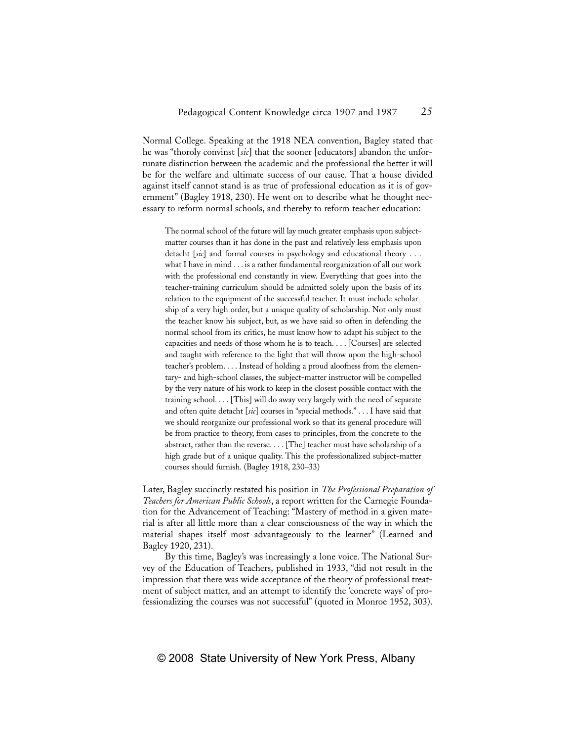Normal College. Speaking at the 1918 NEA convention, Bagley stated that he was "thoroly convinst [*sic*] that the sooner [educators] abandon the unfortunate distinction between the academic and the professional the better it will be for the welfare and ultimate success of our cause. That a house divided against itself cannot stand is as true of professional education as it is of government" (Bagley 1918, 230). He went on to describe what he thought necessary to reform normal schools, and thereby to reform teacher education:

> The normal school of the future will lay much greater emphasis upon subject-matter courses than it has done in the past and relatively less emphasis upon detacht [*sic*] and formal courses in psychology and educational theory . . . what I have in mind . . . is a rather fundamental reorganization of all our work with the professional end constantly in view. Everything that goes into the teacher-training curriculum should be admitted solely upon the basis of its relation to the equipment of the successful teacher. It must include scholarship of a very high order, but a unique quality of scholarship. Not only must the teacher know his subject, but, as we have said so often in defending the normal school from its critics, he must know how to adapt his subject to the capacities and needs of those whom he is to teach. . . . [Courses] are selected and taught with reference to the light that will throw upon the high-school teacher's problem. . . . Instead of holding a proud aloofness from the elementary- and high-school classes, the subject-matter instructor will be compelled by the very nature of his work to keep in the closest possible contact with the training school. . . . [This] will do away very largely with the need of separate and often quite detacht [*sic*] courses in "special methods." . . . I have said that we should reorganize our professional work so that its general procedure will be from practice to theory, from cases to principles, from the concrete to the abstract, rather than the reverse. . . . [The] teacher must have scholarship of a high grade but of a unique quality. This the professionalized subject-matter courses should furnish. (Bagley 1918, 230–33)

Later, Bagley succinctly restated his position in *The Professional Preparation of Teachers for American Public Schools*, a report written for the Carnegie Foundation for the Advancement of Teaching: "Mastery of method in a given material is after all little more than a clear consciousness of the way in which the material shapes itself most advantageously to the learner" (Learned and Bagley 1920, 231).

By this time, Bagley's was increasingly a lone voice. The National Survey of the Education of Teachers, published in 1933, "did not result in the impression that there was wide acceptance of the theory of professional treatment of subject matter, and an attempt to identify the 'concrete ways' of professionalizing the courses was not successful" (quoted in Monroe 1952, 303).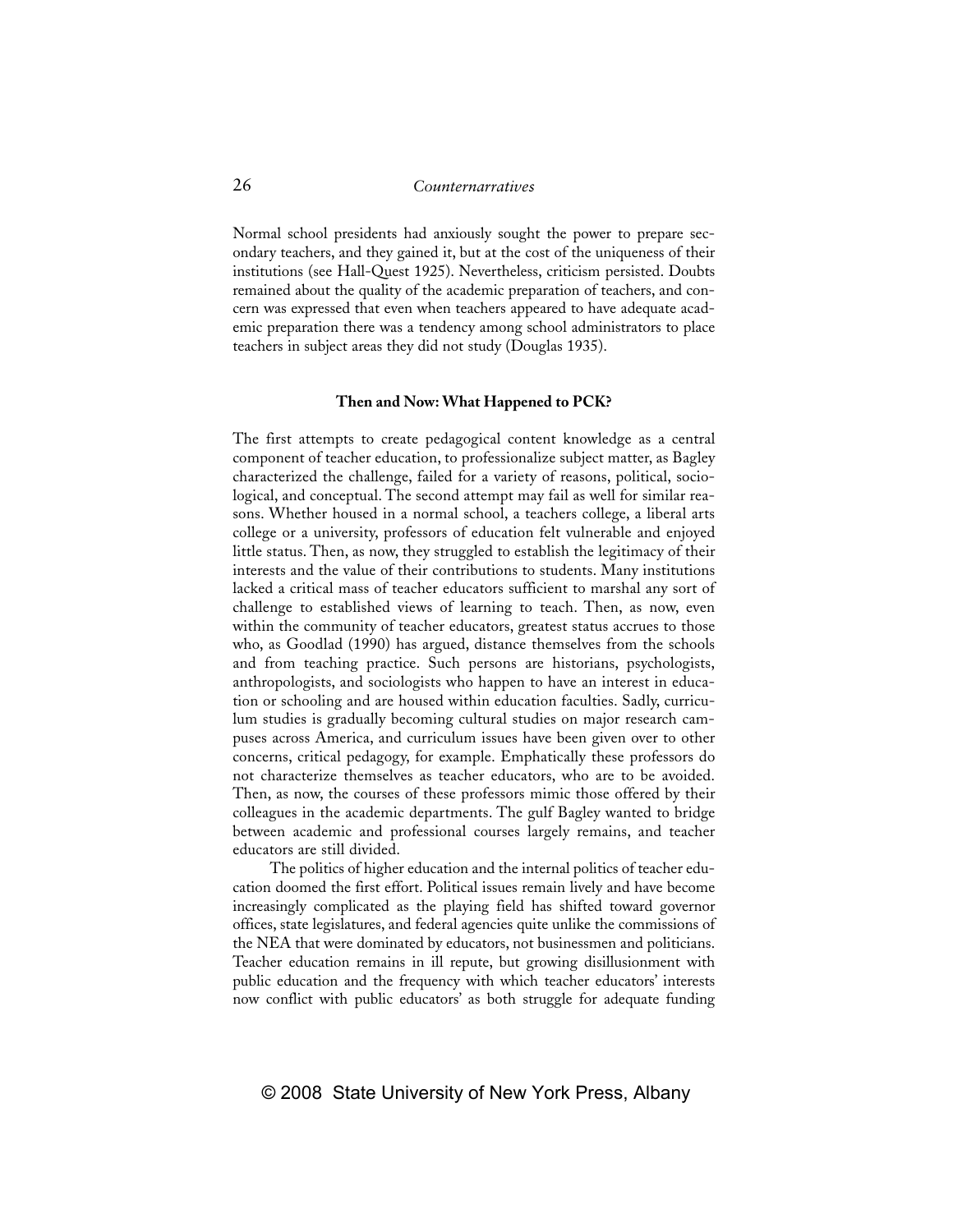Normal school presidents had anxiously sought the power to prepare secondary teachers, and they gained it, but at the cost of the uniqueness of their institutions (see Hall-Quest 1925). Nevertheless, criticism persisted. Doubts remained about the quality of the academic preparation of teachers, and concern was expressed that even when teachers appeared to have adequate academic preparation there was a tendency among school administrators to place teachers in subject areas they did not study (Douglas 1935).

### Then and Now: What Happened to PCK?

The first attempts to create pedagogical content knowledge as a central component of teacher education, to professionalize subject matter, as Bagley characterized the challenge, failed for a variety of reasons, political, sociological, and conceptual. The second attempt may fail as well for similar reasons. Whether housed in a normal school, a teachers college, a liberal arts college or a university, professors of education felt vulnerable and enjoyed little status. Then, as now, they struggled to establish the legitimacy of their interests and the value of their contributions to students. Many institutions lacked a critical mass of teacher educators sufficient to marshal any sort of challenge to established views of learning to teach. Then, as now, even within the community of teacher educators, greatest status accrues to those who, as Goodlad (1990) has argued, distance themselves from the schools and from teaching practice. Such persons are historians, psychologists, anthropologists, and sociologists who happen to have an interest in education or schooling and are housed within education faculties. Sadly, curriculum studies is gradually becoming cultural studies on major research campuses across America, and curriculum issues have been given over to other concerns, critical pedagogy, for example. Emphatically these professors do not characterize themselves as teacher educators, who are to be avoided. Then, as now, the courses of these professors mimic those offered by their colleagues in the academic departments. The gulf Bagley wanted to bridge between academic and professional courses largely remains, and teacher educators are still divided.

The politics of higher education and the internal politics of teacher education doomed the first effort. Political issues remain lively and have become increasingly complicated as the playing field has shifted toward governor offices, state legislatures, and federal agencies quite unlike the commissions of the NEA that were dominated by educators, not businessmen and politicians. Teacher education remains in ill repute, but growing disillusionment with public education and the frequency with which teacher educators' interests now conflict with public educators' as both struggle for adequate funding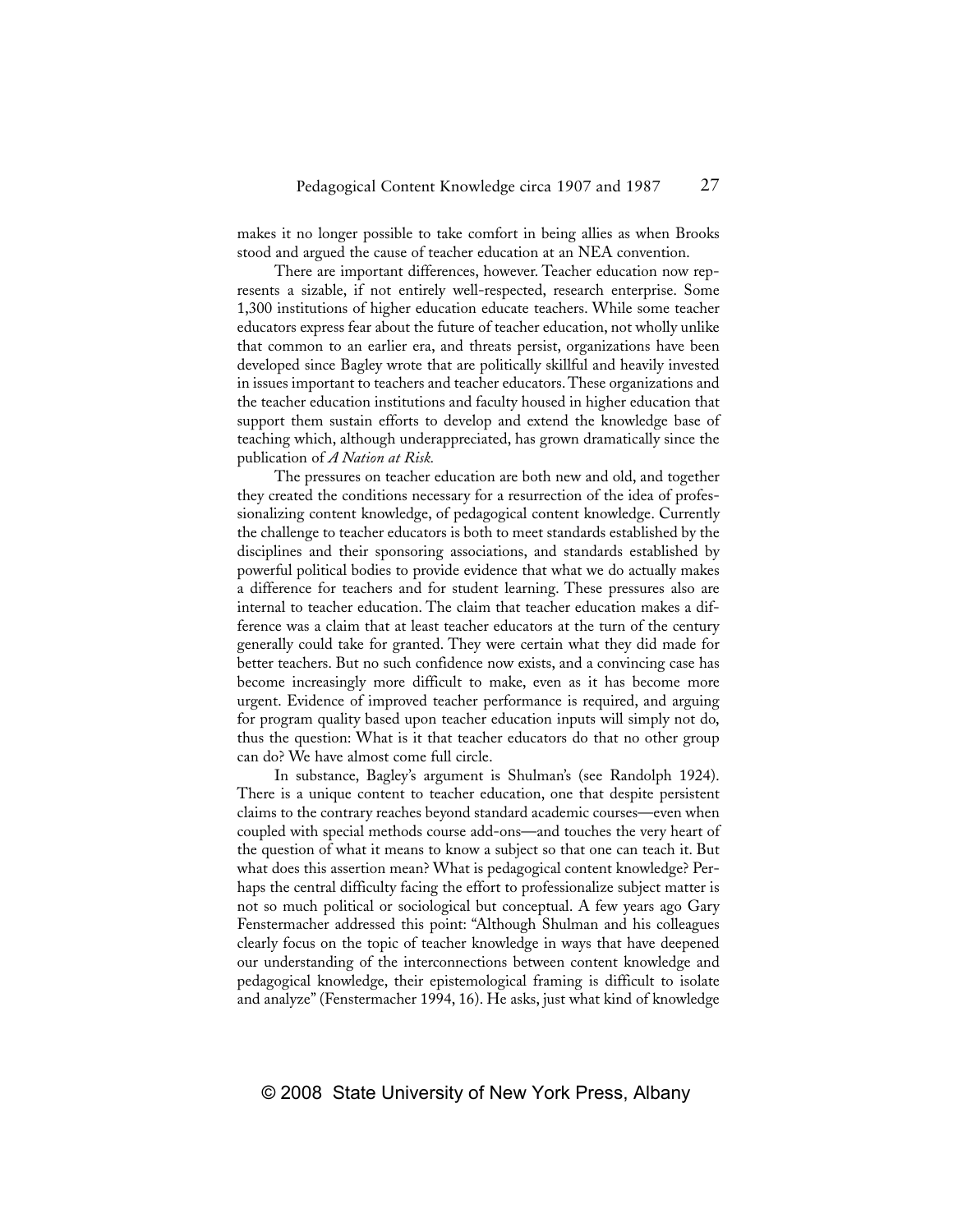makes it no longer possible to take comfort in being allies as when Brooks stood and argued the cause of teacher education at an NEA convention.

There are important differences, however. Teacher education now represents a sizable, if not entirely well-respected, research enterprise. Some 1,300 institutions of higher education educate teachers. While some teacher educators express fear about the future of teacher education, not wholly unlike that common to an earlier era, and threats persist, organizations have been developed since Bagley wrote that are politically skillful and heavily invested in issues important to teachers and teacher educators. These organizations and the teacher education institutions and faculty housed in higher education that support them sustain efforts to develop and extend the knowledge base of teaching which, although underappreciated, has grown dramatically since the publication of *A Nation at Risk.*

The pressures on teacher education are both new and old, and together they created the conditions necessary for a resurrection of the idea of professionalizing content knowledge, of pedagogical content knowledge. Currently the challenge to teacher educators is both to meet standards established by the disciplines and their sponsoring associations, and standards established by powerful political bodies to provide evidence that what we do actually makes a difference for teachers and for student learning. These pressures also are internal to teacher education. The claim that teacher education makes a difference was a claim that at least teacher educators at the turn of the century generally could take for granted. They were certain what they did made for better teachers. But no such confidence now exists, and a convincing case has become increasingly more difficult to make, even as it has become more urgent. Evidence of improved teacher performance is required, and arguing for program quality based upon teacher education inputs will simply not do, thus the question: What is it that teacher educators do that no other group can do? We have almost come full circle.

In substance, Bagley's argument is Shulman's (see Randolph 1924). There is a unique content to teacher education, one that despite persistent claims to the contrary reaches beyond standard academic courses—even when coupled with special methods course add-ons—and touches the very heart of the question of what it means to know a subject so that one can teach it. But what does this assertion mean? What is pedagogical content knowledge? Perhaps the central difficulty facing the effort to professionalize subject matter is not so much political or sociological but conceptual. A few years ago Gary Fenstermacher addressed this point: "Although Shulman and his colleagues clearly focus on the topic of teacher knowledge in ways that have deepened our understanding of the interconnections between content knowledge and pedagogical knowledge, their epistemological framing is difficult to isolate and analyze" (Fenstermacher 1994, 16). He asks, just what kind of knowledge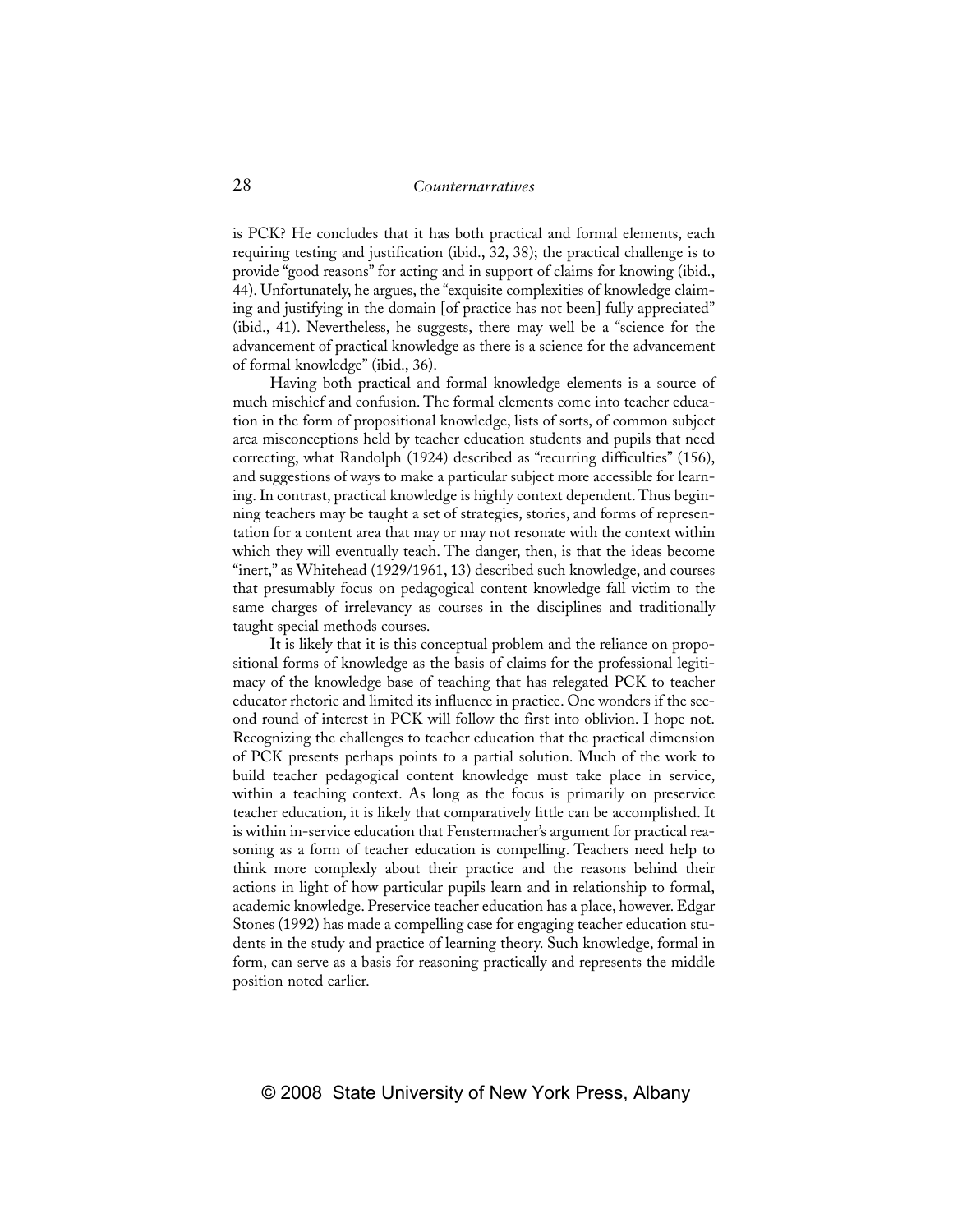is PCK? He concludes that it has both practical and formal elements, each requiring testing and justification (ibid., 32, 38); the practical challenge is to provide "good reasons" for acting and in support of claims for knowing (ibid., 44). Unfortunately, he argues, the "exquisite complexities of knowledge claiming and justifying in the domain [of practice has not been] fully appreciated" (ibid., 41). Nevertheless, he suggests, there may well be a "science for the advancement of practical knowledge as there is a science for the advancement of formal knowledge" (ibid., 36).

Having both practical and formal knowledge elements is a source of much mischief and confusion. The formal elements come into teacher education in the form of propositional knowledge, lists of sorts, of common subject area misconceptions held by teacher education students and pupils that need correcting, what Randolph (1924) described as "recurring difficulties" (156), and suggestions of ways to make a particular subject more accessible for learning. In contrast, practical knowledge is highly context dependent. Thus beginning teachers may be taught a set of strategies, stories, and forms of representation for a content area that may or may not resonate with the context within which they will eventually teach. The danger, then, is that the ideas become "inert," as Whitehead (1929/1961, 13) described such knowledge, and courses that presumably focus on pedagogical content knowledge fall victim to the same charges of irrelevancy as courses in the disciplines and traditionally taught special methods courses.

It is likely that it is this conceptual problem and the reliance on propositional forms of knowledge as the basis of claims for the professional legitimacy of the knowledge base of teaching that has relegated PCK to teacher educator rhetoric and limited its influence in practice. One wonders if the second round of interest in PCK will follow the first into oblivion. I hope not. Recognizing the challenges to teacher education that the practical dimension of PCK presents perhaps points to a partial solution. Much of the work to build teacher pedagogical content knowledge must take place in service, within a teaching context. As long as the focus is primarily on preservice teacher education, it is likely that comparatively little can be accomplished. It is within in-service education that Fenstermacher's argument for practical reasoning as a form of teacher education is compelling. Teachers need help to think more complexly about their practice and the reasons behind their actions in light of how particular pupils learn and in relationship to formal, academic knowledge. Preservice teacher education has a place, however. Edgar Stones (1992) has made a compelling case for engaging teacher education students in the study and practice of learning theory. Such knowledge, formal in form, can serve as a basis for reasoning practically and represents the middle position noted earlier.